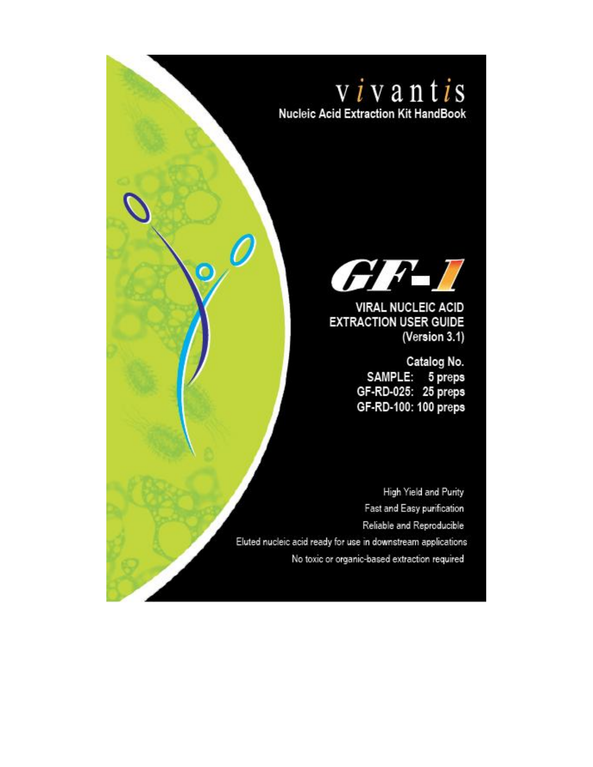# vivantis

**Nucleic Acid Extraction Kit HandBook**

# GF-1

## VIRAL NUCLEIC ACID EXTRACTION USER GUIDE

(Version 3.1)

**Catalog No.**

**SAMPLE: 5 preps**

**GF-RD-025: 25 preps**

**GF-RD-100: 100 preps**

High Yield and Purity

Fast and Easy purification

Reliable and Reproducible

Eluted nucleic acid ready for use in downstream applications

No toxic or organic-based extraction required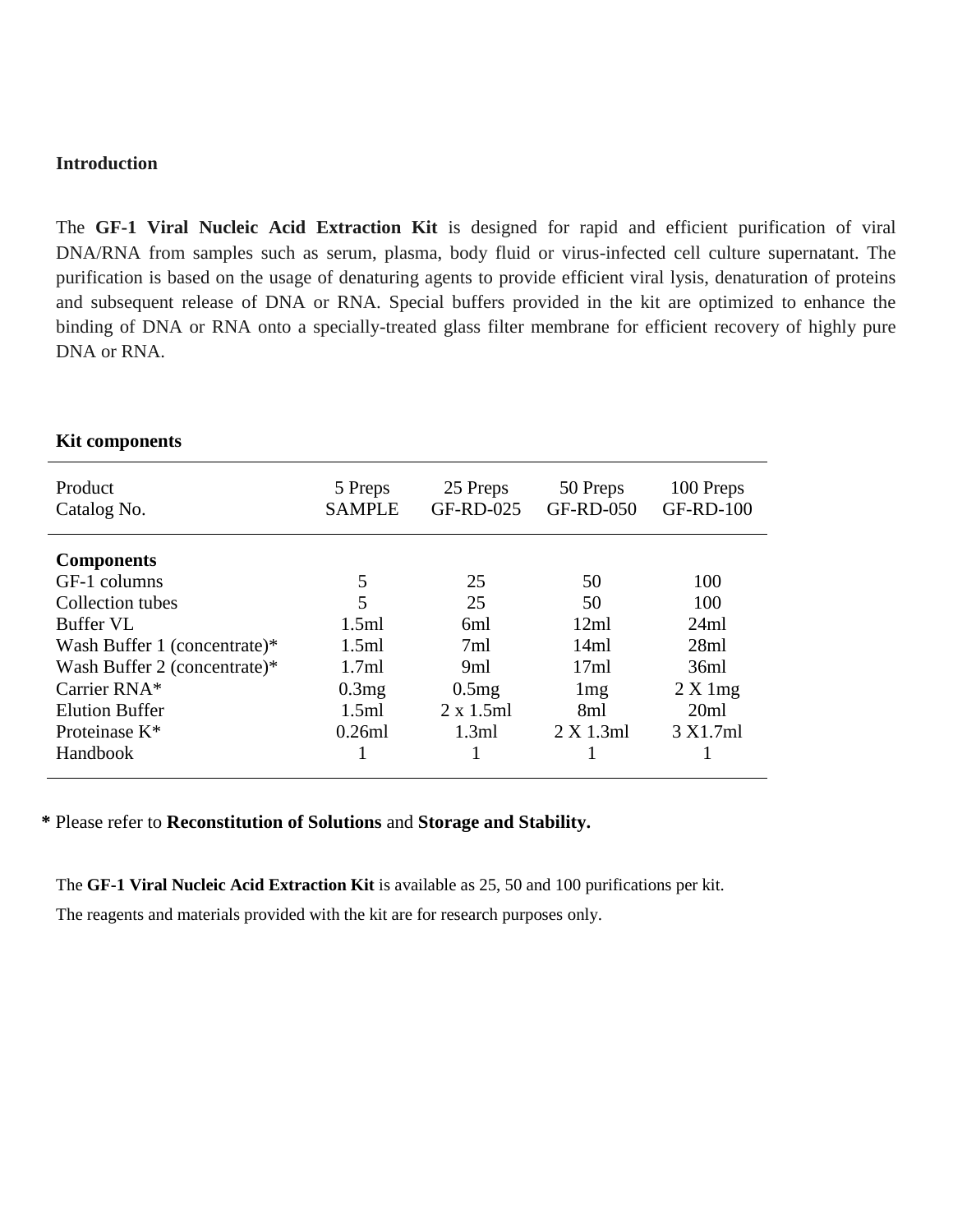## Introduction

The **GF-1 Viral Nucleic Acid Extraction Kit** is designed for rapid and efficient purification of viral DNA/RNA from samples such as serum, plasma, body fluid or virus-infected cell culture supernatant. The purification is based on the usage of denaturing agents to provide efficient viral lysis, denaturation of proteins and subsequent release of DNA or RNA. Special buffers provided in the kit are optimized to enhance the binding of DNA or RNA onto a specially-treated glass filter membrane for efficient recovery of highly pure DNA or RNA.

## Kit components

| Product<br>Catalog No. | 5 Preps<br>SAMPLE | 25 Preps<br>GF-RD-025 | 50 Preps<br>GF-RD-050 | 100 Preps<br>GF-RD-100 |
|---|---|---|---|---|
| **Components** | | | | |
| GF-1 columns | 5 | 25 | 50 | 100 |
| Collection tubes | 5 | 25 | 50 | 100 |
| Buffer VL | 1.5ml | 6ml | 12ml | 24ml |
| Wash Buffer 1 (concentrate)* | 1.5ml | 7ml | 14ml | 28ml |
| Wash Buffer 2 (concentrate)* | 1.7ml | 9ml | 17ml | 36ml |
| Carrier RNA* | 0.3mg | 0.5mg | 1mg | 2 X 1mg |
| Elution Buffer | 1.5ml | 2 x 1.5ml | 8ml | 20ml |
| Proteinase K* | 0.26ml | 1.3ml | 2 X 1.3ml | 3 X1.7ml |
| Handbook | 1 | 1 | 1 | 1 |

**\*** Please refer to **Reconstitution of Solutions** and **Storage and Stability.**

The **GF-1 Viral Nucleic Acid Extraction Kit** is available as 25, 50 and 100 purifications per kit.

The reagents and materials provided with the kit are for research purposes only.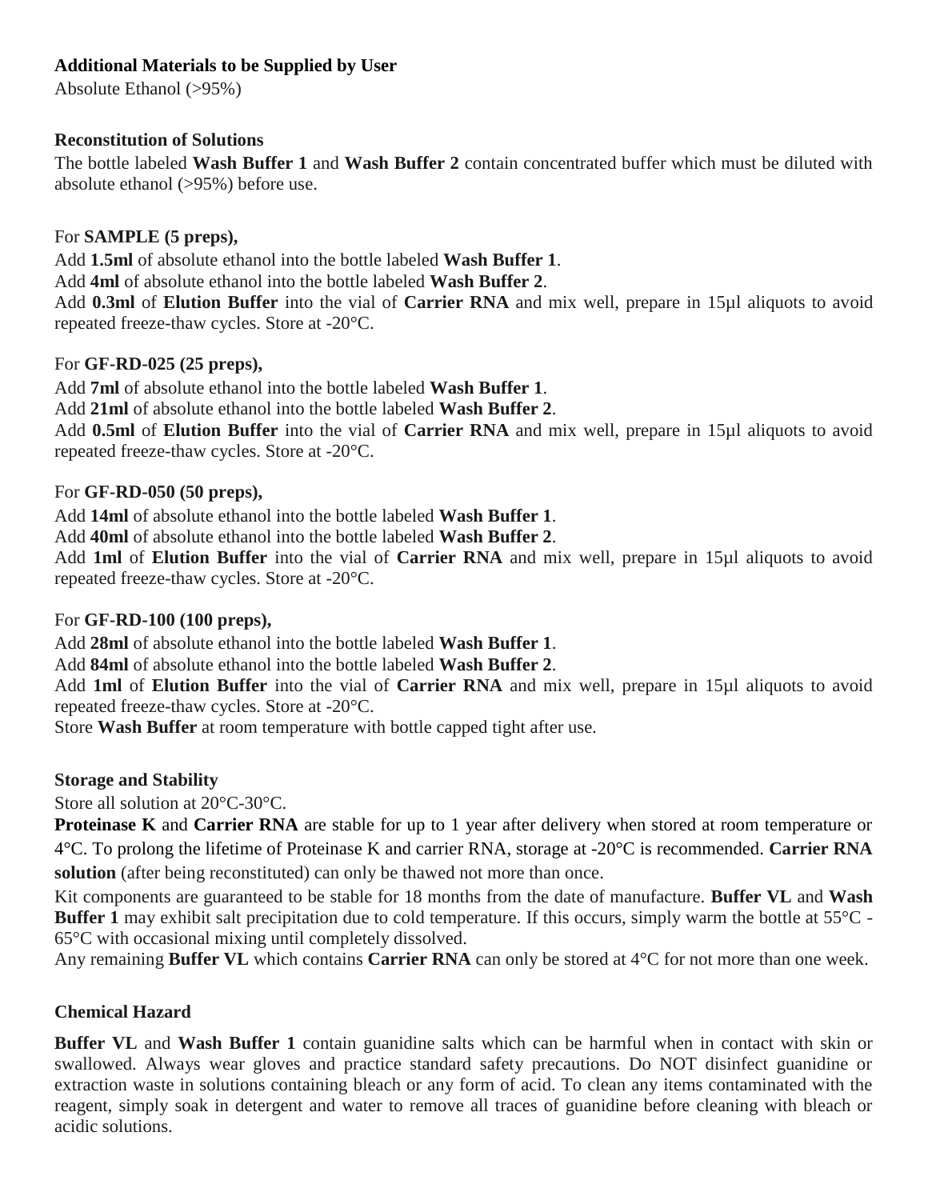**Additional Materials to be Supplied by User**

Absolute Ethanol (>95%)

**Reconstitution of Solutions**

The bottle labeled **Wash Buffer 1** and **Wash Buffer 2** contain concentrated buffer which must be diluted with absolute ethanol (>95%) before use.

For **SAMPLE (5 preps),**

Add **1.5ml** of absolute ethanol into the bottle labeled **Wash Buffer 1**.

Add **4ml** of absolute ethanol into the bottle labeled **Wash Buffer 2**.

Add **0.3ml** of **Elution Buffer** into the vial of **Carrier RNA** and mix well, prepare in 15µl aliquots to avoid repeated freeze-thaw cycles. Store at -20°C.

For **GF-RD-025 (25 preps),**

Add **7ml** of absolute ethanol into the bottle labeled **Wash Buffer 1**.

Add **21ml** of absolute ethanol into the bottle labeled **Wash Buffer 2**.

Add **0.5ml** of **Elution Buffer** into the vial of **Carrier RNA** and mix well, prepare in 15µl aliquots to avoid repeated freeze-thaw cycles. Store at -20°C.

For **GF-RD-050 (50 preps),**

Add **14ml** of absolute ethanol into the bottle labeled **Wash Buffer 1**.

Add **40ml** of absolute ethanol into the bottle labeled **Wash Buffer 2**.

Add **1ml** of **Elution Buffer** into the vial of **Carrier RNA** and mix well, prepare in 15µl aliquots to avoid repeated freeze-thaw cycles. Store at -20°C.

For **GF-RD-100 (100 preps),**

Add **28ml** of absolute ethanol into the bottle labeled **Wash Buffer 1**.

Add **84ml** of absolute ethanol into the bottle labeled **Wash Buffer 2**.

Add **1ml** of **Elution Buffer** into the vial of **Carrier RNA** and mix well, prepare in 15µl aliquots to avoid repeated freeze-thaw cycles. Store at -20°C.

Store **Wash Buffer** at room temperature with bottle capped tight after use.

**Storage and Stability**

Store all solution at 20°C-30°C.

**Proteinase K** and **Carrier RNA** are stable for up to 1 year after delivery when stored at room temperature or 4°C. To prolong the lifetime of Proteinase K and carrier RNA, storage at -20°C is recommended. **Carrier RNA solution** (after being reconstituted) can only be thawed not more than once.

Kit components are guaranteed to be stable for 18 months from the date of manufacture. **Buffer VL** and **Wash Buffer 1** may exhibit salt precipitation due to cold temperature. If this occurs, simply warm the bottle at 55°C - 65°C with occasional mixing until completely dissolved.

Any remaining **Buffer VL** which contains **Carrier RNA** can only be stored at 4°C for not more than one week.

**Chemical Hazard**

**Buffer VL** and **Wash Buffer 1** contain guanidine salts which can be harmful when in contact with skin or swallowed. Always wear gloves and practice standard safety precautions. Do NOT disinfect guanidine or extraction waste in solutions containing bleach or any form of acid. To clean any items contaminated with the reagent, simply soak in detergent and water to remove all traces of guanidine before cleaning with bleach or acidic solutions.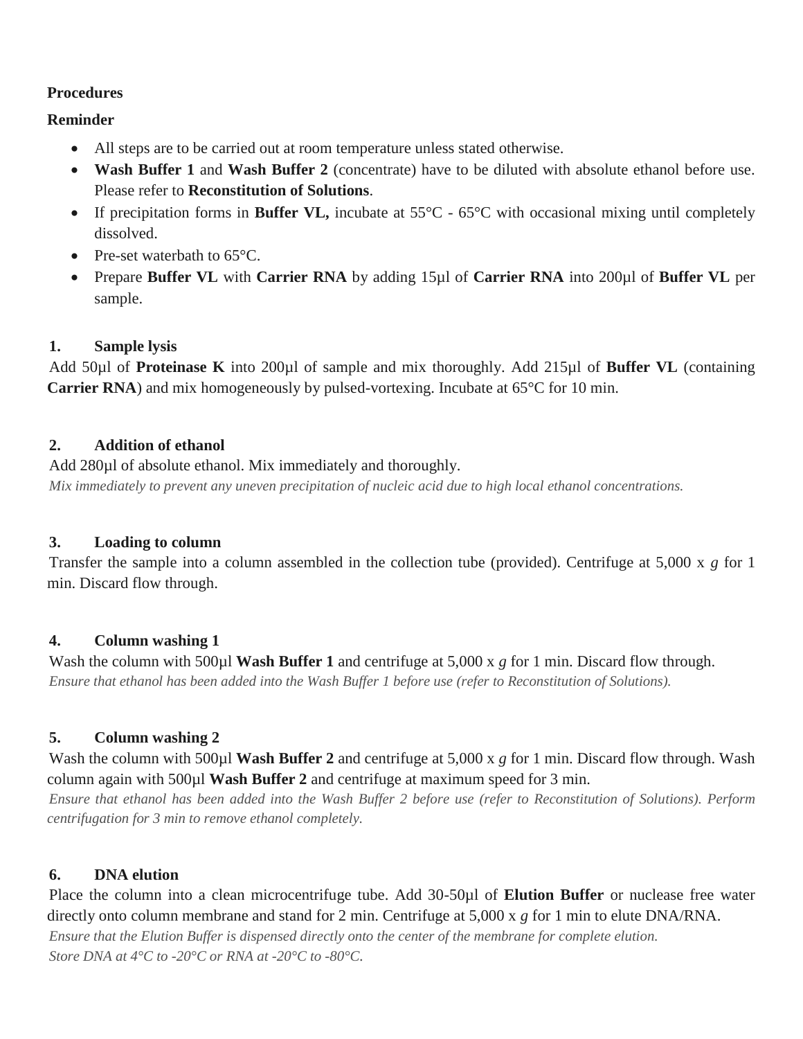**Procedures**

**Reminder**

- All steps are to be carried out at room temperature unless stated otherwise.
- **Wash Buffer 1** and **Wash Buffer 2** (concentrate) have to be diluted with absolute ethanol before use. Please refer to **Reconstitution of Solutions**.
- If precipitation forms in **Buffer VL,** incubate at 55°C - 65°C with occasional mixing until completely dissolved.
- Pre-set waterbath to 65°C.
- Prepare **Buffer VL** with **Carrier RNA** by adding 15µl of **Carrier RNA** into 200µl of **Buffer VL** per sample.

**1. Sample lysis**

Add 50µl of **Proteinase K** into 200µl of sample and mix thoroughly. Add 215µl of **Buffer VL** (containing **Carrier RNA**) and mix homogeneously by pulsed-vortexing. Incubate at 65°C for 10 min.

**2. Addition of ethanol**

Add 280µl of absolute ethanol. Mix immediately and thoroughly.

*Mix immediately to prevent any uneven precipitation of nucleic acid due to high local ethanol concentrations.*

**3. Loading to column**

Transfer the sample into a column assembled in the collection tube (provided). Centrifuge at 5,000 x *g* for 1 min. Discard flow through.

**4. Column washing 1**

Wash the column with 500µl **Wash Buffer 1** and centrifuge at 5,000 x *g* for 1 min. Discard flow through.

*Ensure that ethanol has been added into the Wash Buffer 1 before use (refer to Reconstitution of Solutions).*

**5. Column washing 2**

Wash the column with 500µl **Wash Buffer 2** and centrifuge at 5,000 x *g* for 1 min. Discard flow through. Wash column again with 500µl **Wash Buffer 2** and centrifuge at maximum speed for 3 min.

*Ensure that ethanol has been added into the Wash Buffer 2 before use (refer to Reconstitution of Solutions). Perform centrifugation for 3 min to remove ethanol completely.*

**6. DNA elution**

Place the column into a clean microcentrifuge tube. Add 30-50µl of **Elution Buffer** or nuclease free water directly onto column membrane and stand for 2 min. Centrifuge at 5,000 x *g* for 1 min to elute DNA/RNA.

*Ensure that the Elution Buffer is dispensed directly onto the center of the membrane for complete elution.*
*Store DNA at 4°C to -20°C or RNA at -20°C to -80°C.*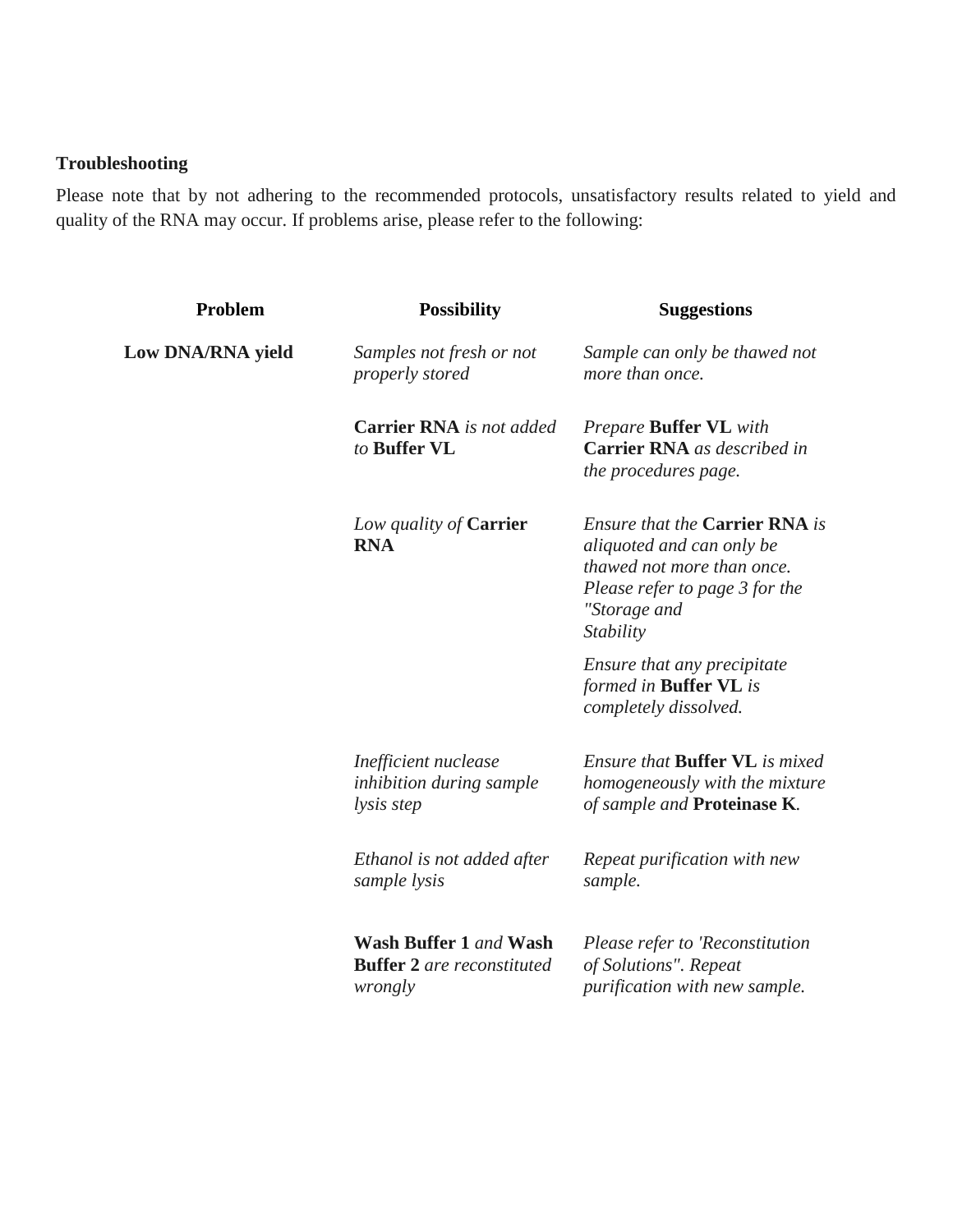**Troubleshooting**

Please note that by not adhering to the recommended protocols, unsatisfactory results related to yield and quality of the RNA may occur. If problems arise, please refer to the following:

| Problem | Possibility | Suggestions |
|---|---|---|
| **Low DNA/RNA yield** | *Samples not fresh or not properly stored* | *Sample can only be thawed not more than once.* |
| | ***Carrier RNA** is not added to **Buffer VL*** | *Prepare **Buffer VL** with **Carrier RNA** as described in the procedures page.* |
| | *Low quality of **Carrier RNA*** | *Ensure that the **Carrier RNA** is aliquoted and can only be thawed not more than once. Please refer to page 3 for the "Storage and Stability* |
| | | *Ensure that any precipitate formed in **Buffer VL** is completely dissolved.* |
| | *Inefficient nuclease inhibition during sample lysis step* | *Ensure that **Buffer VL** is mixed homogeneously with the mixture of sample and **Proteinase K**.* |
| | *Ethanol is not added after sample lysis* | *Repeat purification with new sample.* |
| | ***Wash Buffer 1** and **Wash Buffer 2** are reconstituted wrongly* | *Please refer to 'Reconstitution of Solutions". Repeat purification with new sample.* |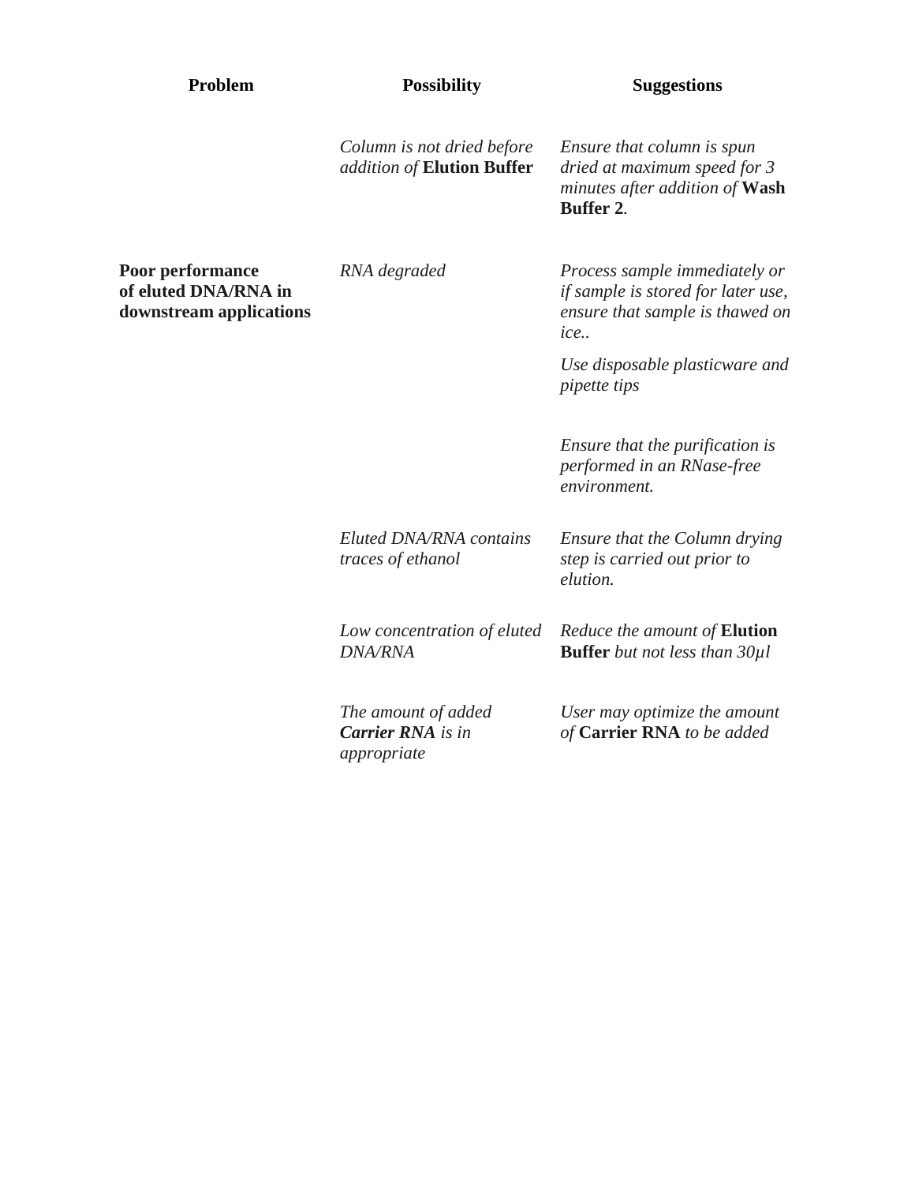| **Problem** | **Possibility** | **Suggestions** |
|---|---|---|
| | *Column is not dried before addition of* **Elution Buffer** | *Ensure that column is spun dried at maximum speed for 3 minutes after addition of* **Wash Buffer 2**. |
| **Poor performance of eluted DNA/RNA in downstream applications** | *RNA degraded* | *Process sample immediately or if sample is stored for later use, ensure that sample is thawed on ice..* <br> *Use disposable plasticware and pipette tips* <br> *Ensure that the purification is performed in an RNase-free environment.* |
| | *Eluted DNA/RNA contains traces of ethanol* | *Ensure that the Column drying step is carried out prior to elution.* |
| | *Low concentration of eluted DNA/RNA* | *Reduce the amount of* **Elution Buffer** *but not less than 30µl* |
| | *The amount of added* ***Carrier RNA*** *is in appropriate* | *User may optimize the amount of* **Carrier RNA** *to be added* |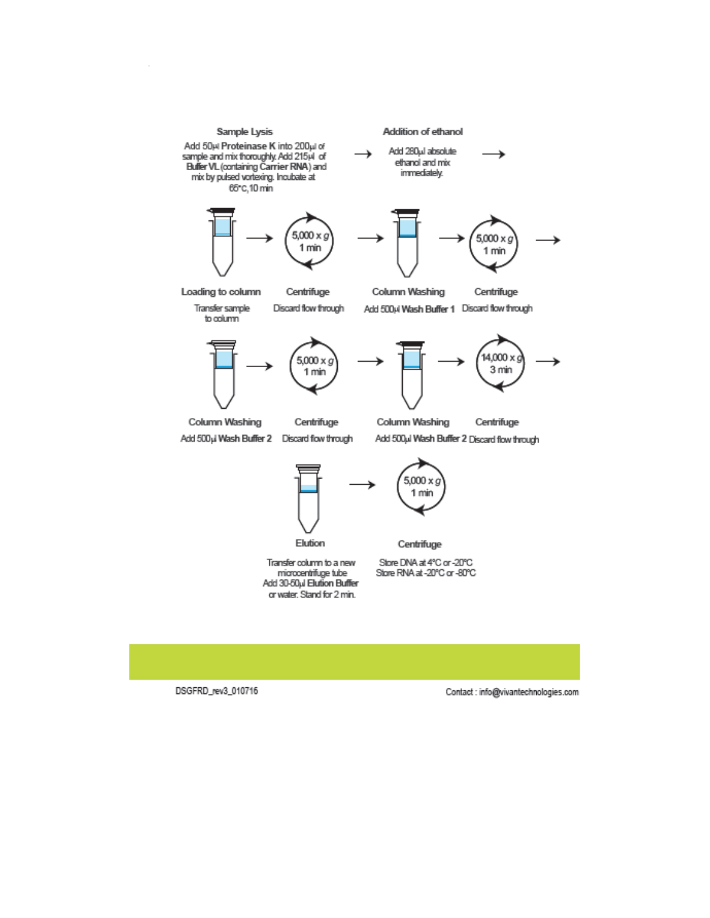**Sample Lysis**

Add 50µl **Proteinase K** into 200µl of sample and mix thoroughly. Add 215µl of **Buffer VL** (containing **Carrier RNA**) and mix by pulsed vortexing. Incubate at 65°C, 10 min

→

**Addition of ethanol**

Add 280µl absolute ethanol and mix immediately.

→

**Loading to column**

Transfer sample to column

→

**Centrifuge**

5,000 x *g*
1 min

Discard flow through

→

**Column Washing**

Add 500µl **Wash Buffer 1**

→

**Centrifuge**

5,000 x *g*
1 min

Discard flow through

→

**Column Washing**

Add 500µl **Wash Buffer 2**

→

**Centrifuge**

5,000 x *g*
1 min

Discard flow through

→

**Column Washing**

Add 500µl **Wash Buffer 2**

→

**Centrifuge**

14,000 x *g*
3 min

Discard flow through

→

**Elution**

Transfer column to a new microcentrifuge tube
Add 30-50µl **Elution Buffer** or water. Stand for 2 min.

→

**Centrifuge**

5,000 x *g*
1 min

Store DNA at 4°C or -20°C
Store RNA at -20°C or -80°C

DSGFRD_rev3_010716

Contact : info@vivantechnologies.com